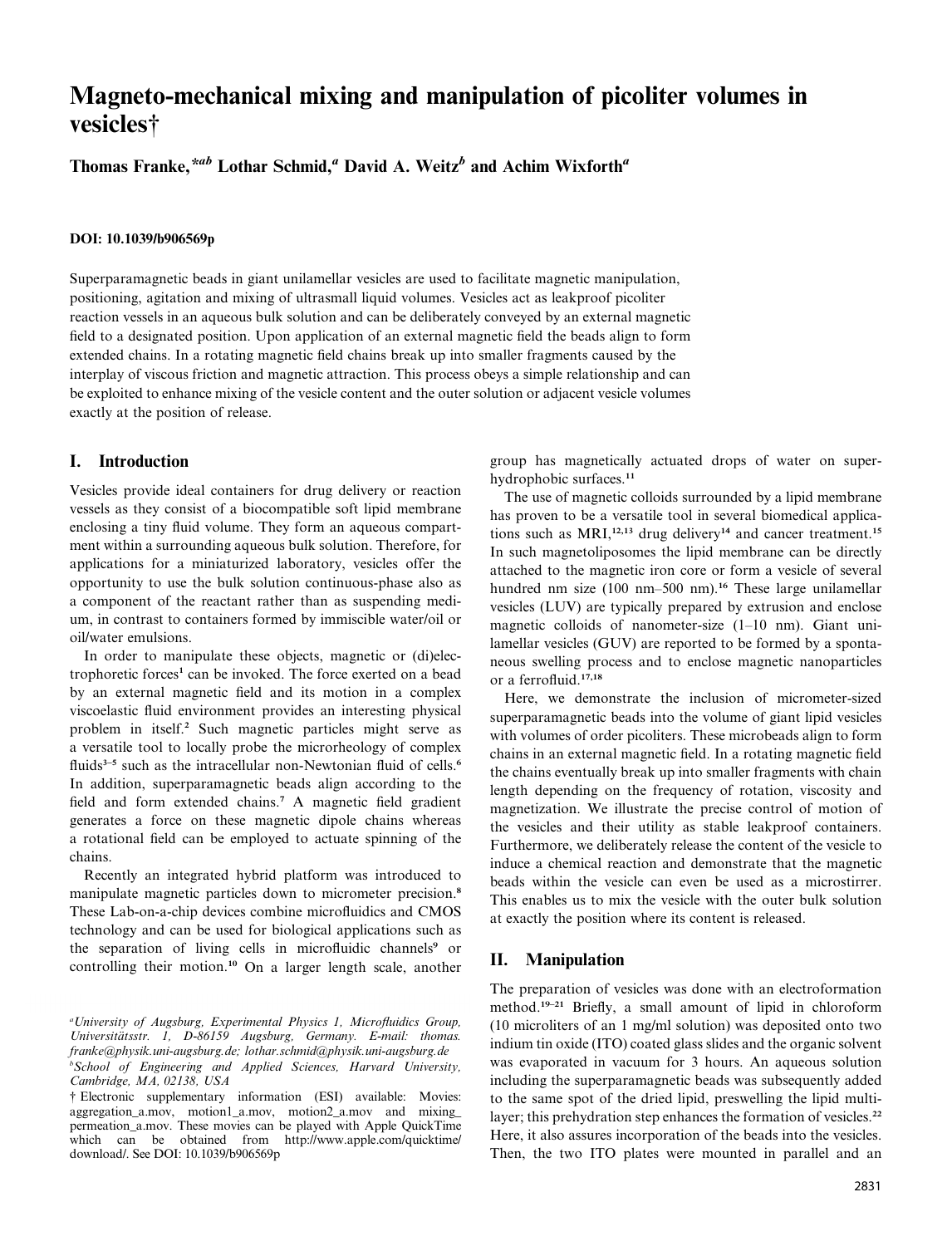# Magneto-mechanical mixing and manipulation of picoliter volumes in vesicles†

**Thomas Franke,*[ab] Lothar Schmid,[a] David A. Weitz[b] and Achim Wixforth[a]**

**DOI: 10.1039/b906569p**

Superparamagnetic beads in giant unilamellar vesicles are used to facilitate magnetic manipulation, positioning, agitation and mixing of ultrasmall liquid volumes. Vesicles act as leakproof picoliter reaction vessels in an aqueous bulk solution and can be deliberately conveyed by an external magnetic field to a designated position. Upon application of an external magnetic field the beads align to form extended chains. In a rotating magnetic field chains break up into smaller fragments caused by the interplay of viscous friction and magnetic attraction. This process obeys a simple relationship and can be exploited to enhance mixing of the vesicle content and the outer solution or adjacent vesicle volumes exactly at the position of release.

## I. Introduction

Vesicles provide ideal containers for drug delivery or reaction vessels as they consist of a biocompatible soft lipid membrane enclosing a tiny fluid volume. They form an aqueous compartment within a surrounding aqueous bulk solution. Therefore, for applications for a miniaturized laboratory, vesicles offer the opportunity to use the bulk solution continuous-phase also as a component of the reactant rather than as suspending medium, in contrast to containers formed by immiscible water/oil or oil/water emulsions.

In order to manipulate these objects, magnetic or (di)electrophoretic forces[1] can be invoked. The force exerted on a bead by an external magnetic field and its motion in a complex viscoelastic fluid environment provides an interesting physical problem in itself.[2] Such magnetic particles might serve as a versatile tool to locally probe the microrheology of complex fluids[3–5] such as the intracellular non-Newtonian fluid of cells.[6] In addition, superparamagnetic beads align according to the field and form extended chains.[7] A magnetic field gradient generates a force on these magnetic dipole chains whereas a rotational field can be employed to actuate spinning of the chains.

Recently an integrated hybrid platform was introduced to manipulate magnetic particles down to micrometer precision.[8] These Lab-on-a-chip devices combine microfluidics and CMOS technology and can be used for biological applications such as the separation of living cells in microfluidic channels[9] or controlling their motion.[10] On a larger length scale, another group has magnetically actuated drops of water on superhydrophobic surfaces.[11]

The use of magnetic colloids surrounded by a lipid membrane has proven to be a versatile tool in several biomedical applications such as MRI,[12,13] drug delivery[14] and cancer treatment.[15] In such magnetoliposomes the lipid membrane can be directly attached to the magnetic iron core or form a vesicle of several hundred nm size (100 nm–500 nm).[16] These large unilamellar vesicles (LUV) are typically prepared by extrusion and enclose magnetic colloids of nanometer-size (1–10 nm). Giant unilamellar vesicles (GUV) are reported to be formed by a spontaneous swelling process and to enclose magnetic nanoparticles or a ferrofluid.[17,18]

Here, we demonstrate the inclusion of micrometer-sized superparamagnetic beads into the volume of giant lipid vesicles with volumes of order picoliters. These microbeads align to form chains in an external magnetic field. In a rotating magnetic field the chains eventually break up into smaller fragments with chain length depending on the frequency of rotation, viscosity and magnetization. We illustrate the precise control of motion of the vesicles and their utility as stable leakproof containers. Furthermore, we deliberately release the content of the vesicle to induce a chemical reaction and demonstrate that the magnetic beads within the vesicle can even be used as a microstirrer. This enables us to mix the vesicle with the outer bulk solution at exactly the position where its content is released.

## II. Manipulation

The preparation of vesicles was done with an electroformation method.[19–21] Briefly, a small amount of lipid in chloroform (10 microliters of an 1 mg/ml solution) was deposited onto two indium tin oxide (ITO) coated glass slides and the organic solvent was evaporated in vacuum for 3 hours. An aqueous solution including the superparamagnetic beads was subsequently added to the same spot of the dried lipid, preswelling the lipid multilayer; this prehydration step enhances the formation of vesicles.[22] Here, it also assures incorporation of the beads into the vesicles. Then, the two ITO plates were mounted in parallel and an

---

[a] University of Augsburg, Experimental Physics 1, Microfluidics Group, Universitätsstr. 1, D-86159 Augsburg, Germany. E-mail: thomas.franke@physik.uni-augsburg.de; lothar.schmid@physik.uni-augsburg.de

[b] School of Engineering and Applied Sciences, Harvard University, Cambridge, MA, 02138, USA

† Electronic supplementary information (ESI) available: Movies: aggregation_a.mov, motion1_a.mov, motion2_a.mov and mixing_permeation_a.mov. These movies can be played with Apple QuickTime which can be obtained from http://www.apple.com/quicktime/download/. See DOI: 10.1039/b906569p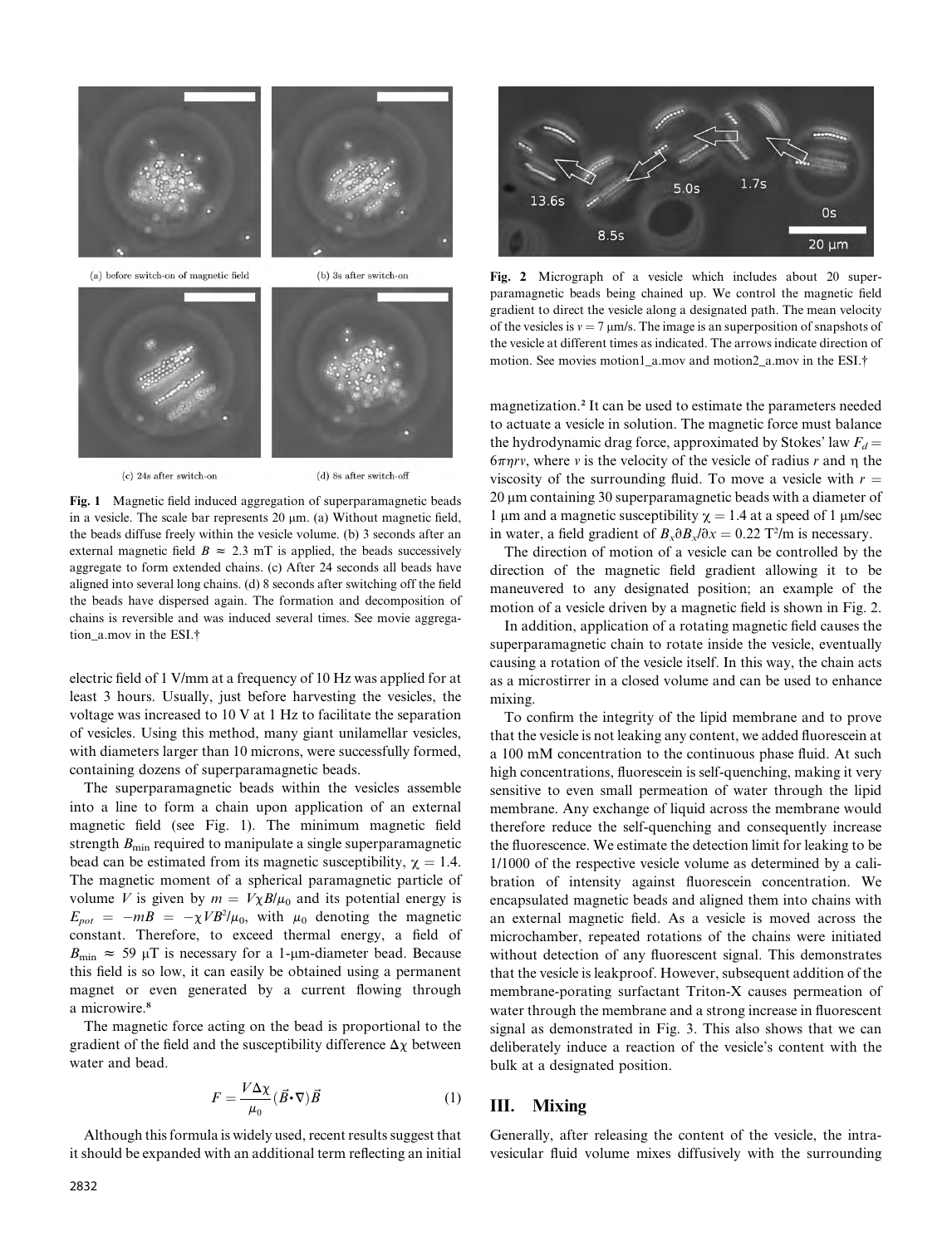(a) before switch-on of magnetic field

(b) 3s after switch-on

(c) 24s after switch-on

(d) 8s after switch-off

**Fig. 1** Magnetic field induced aggregation of superparamagnetic beads in a vesicle. The scale bar represents 20 μm. (a) Without magnetic field, the beads diffuse freely within the vesicle volume. (b) 3 seconds after an external magnetic field $B \approx 2.3$ mT is applied, the beads successively aggregate to form extended chains. (c) After 24 seconds all beads have aligned into several long chains. (d) 8 seconds after switching off the field the beads have dispersed again. The formation and decomposition of chains is reversible and was induced several times. See movie aggregation_a.mov in the ESI.†

electric field of 1 V/mm at a frequency of 10 Hz was applied for at least 3 hours. Usually, just before harvesting the vesicles, the voltage was increased to 10 V at 1 Hz to facilitate the separation of vesicles. Using this method, many giant unilamellar vesicles, with diameters larger than 10 microns, were successfully formed, containing dozens of superparamagnetic beads.

The superparamagnetic beads within the vesicles assemble into a line to form a chain upon application of an external magnetic field (see Fig. 1). The minimum magnetic field strength $B_{\min}$ required to manipulate a single superparamagnetic bead can be estimated from its magnetic susceptibility, $\chi = 1.4$. The magnetic moment of a spherical paramagnetic particle of volume $V$ is given by $m = V\chi B/\mu_0$ and its potential energy is $E_{pot} = -mB = -\chi VB^2/\mu_0$, with $\mu_0$ denoting the magnetic constant. Therefore, to exceed thermal energy, a field of $B_{\min} \approx 59$ μT is necessary for a 1-μm-diameter bead. Because this field is so low, it can easily be obtained using a permanent magnet or even generated by a current flowing through a microwire.[8]

The magnetic force acting on the bead is proportional to the gradient of the field and the susceptibility difference $\Delta\chi$ between water and bead.

$$F = \frac{V\Delta\chi}{\mu_0}(\vec{B}\cdot\nabla)\vec{B} \qquad (1)$$

Although this formula is widely used, recent results suggest that it should be expanded with an additional term reflecting an initial magnetization.[2] It can be used to estimate the parameters needed to actuate a vesicle in solution. The magnetic force must balance the hydrodynamic drag force, approximated by Stokes' law $F_d = 6\pi\eta rv$, where $v$ is the velocity of the vesicle of radius $r$ and $\eta$ the viscosity of the surrounding fluid. To move a vesicle with $r = 20$ μm containing 30 superparamagnetic beads with a diameter of 1 μm and a magnetic susceptibility $\chi = 1.4$ at a speed of 1 μm/sec in water, a field gradient of $B_x\partial B_x/\partial x = 0.22$ T²/m is necessary.

**Fig. 2** Micrograph of a vesicle which includes about 20 superparamagnetic beads being chained up. We control the magnetic field gradient to direct the vesicle along a designated path. The mean velocity of the vesicles is $v = 7$ μm/s. The image is an superposition of snapshots of the vesicle at different times as indicated. The arrows indicate direction of motion. See movies motion1_a.mov and motion2_a.mov in the ESI.†

The direction of motion of a vesicle can be controlled by the direction of the magnetic field gradient allowing it to be maneuvered to any designated position; an example of the motion of a vesicle driven by a magnetic field is shown in Fig. 2.

In addition, application of a rotating magnetic field causes the superparamagnetic chain to rotate inside the vesicle, eventually causing a rotation of the vesicle itself. In this way, the chain acts as a microstirrer in a closed volume and can be used to enhance mixing.

To confirm the integrity of the lipid membrane and to prove that the vesicle is not leaking any content, we added fluorescein at a 100 mM concentration to the continuous phase fluid. At such high concentrations, fluorescein is self-quenching, making it very sensitive to even small permeation of water through the lipid membrane. Any exchange of liquid across the membrane would therefore reduce the self-quenching and consequently increase the fluorescence. We estimate the detection limit for leaking to be 1/1000 of the respective vesicle volume as determined by a calibration of intensity against fluorescein concentration. We encapsulated magnetic beads and aligned them into chains with an external magnetic field. As a vesicle is moved across the microchamber, repeated rotations of the chains were initiated without detection of any fluorescent signal. This demonstrates that the vesicle is leakproof. However, subsequent addition of the membrane-porating surfactant Triton-X causes permeation of water through the membrane and a strong increase in fluorescent signal as demonstrated in Fig. 3. This also shows that we can deliberately induce a reaction of the vesicle's content with the bulk at a designated position.

## III. Mixing

Generally, after releasing the content of the vesicle, the intravesicular fluid volume mixes diffusively with the surrounding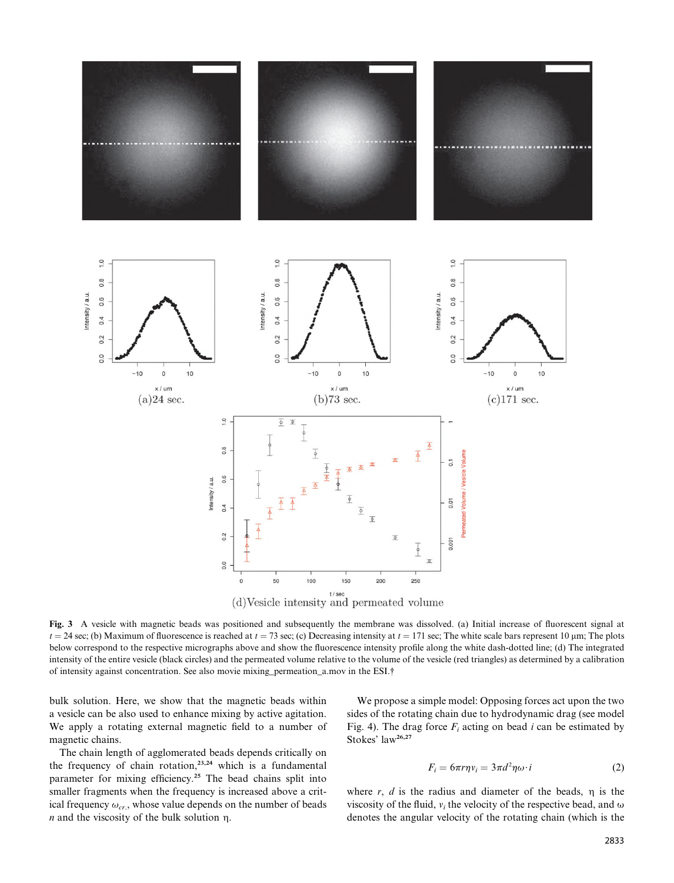(a)24 sec.

(b)73 sec.

(c)171 sec.

(d)Vesicle intensity and permeated volume

**Fig. 3** A vesicle with magnetic beads was positioned and subsequently the membrane was dissolved. (a) Initial increase of fluorescent signal at $t = 24$ sec; (b) Maximum of fluorescence is reached at $t = 73$ sec; (c) Decreasing intensity at $t = 171$ sec; The white scale bars represent 10 µm; The plots below correspond to the respective micrographs above and show the fluorescence intensity profile along the white dash-dotted line; (d) The integrated intensity of the entire vesicle (black circles) and the permeated volume relative to the volume of the vesicle (red triangles) as determined by a calibration of intensity against concentration. See also movie mixing_permeation_a.mov in the ESI.†

bulk solution. Here, we show that the magnetic beads within a vesicle can be also used to enhance mixing by active agitation. We apply a rotating external magnetic field to a number of magnetic chains.

The chain length of agglomerated beads depends critically on the frequency of chain rotation,[23,24] which is a fundamental parameter for mixing efficiency.[25] The bead chains split into smaller fragments when the frequency is increased above a critical frequency $\omega_{cr.}$, whose value depends on the number of beads $n$ and the viscosity of the bulk solution $\eta$.

We propose a simple model: Opposing forces act upon the two sides of the rotating chain due to hydrodynamic drag (see model Fig. 4). The drag force $F_i$ acting on bead $i$ can be estimated by Stokes' law[26,27]

$$F_i = 6\pi r \eta v_i = 3\pi d^2 \eta \omega \cdot i \tag{2}$$

where $r$, $d$ is the radius and diameter of the beads, $\eta$ is the viscosity of the fluid, $v_i$ the velocity of the respective bead, and $\omega$ denotes the angular velocity of the rotating chain (which is the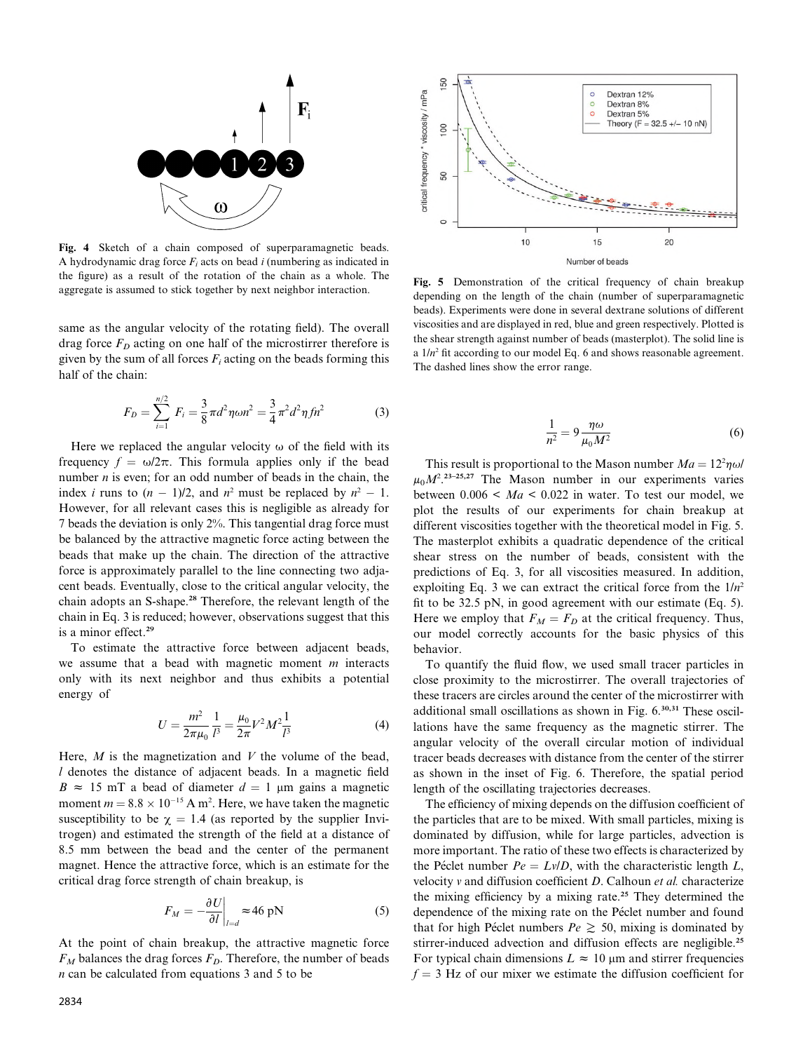**Fig. 4** Sketch of a chain composed of superparamagnetic beads. A hydrodynamic drag force $F_i$ acts on bead $i$ (numbering as indicated in the figure) as a result of the rotation of the chain as a whole. The aggregate is assumed to stick together by next neighbor interaction.

same as the angular velocity of the rotating field). The overall drag force $F_D$ acting on one half of the microstirrer therefore is given by the sum of all forces $F_i$ acting on the beads forming this half of the chain:

$$F_D = \sum_{i=1}^{n/2} F_i = \frac{3}{8}\pi d^2 \eta \omega n^2 = \frac{3}{4}\pi^2 d^2 \eta f n^2 \tag{3}$$

Here we replaced the angular velocity $\omega$ of the field with its frequency $f = \omega/2\pi$. This formula applies only if the bead number $n$ is even; for an odd number of beads in the chain, the index $i$ runs to $(n-1)/2$, and $n^2$ must be replaced by $n^2 - 1$. However, for all relevant cases this is negligible as already for 7 beads the deviation is only 2%. This tangential drag force must be balanced by the attractive magnetic force acting between the beads that make up the chain. The direction of the attractive force is approximately parallel to the line connecting two adjacent beads. Eventually, close to the critical angular velocity, the chain adopts an S-shape.[28] Therefore, the relevant length of the chain in Eq. 3 is reduced; however, observations suggest that this is a minor effect.[29]

To estimate the attractive force between adjacent beads, we assume that a bead with magnetic moment $m$ interacts only with its next neighbor and thus exhibits a potential energy of

$$U = \frac{m^2}{2\pi\mu_0}\frac{1}{l^3} = \frac{\mu_0}{2\pi}V^2 M^2 \frac{1}{l^3} \tag{4}$$

Here, $M$ is the magnetization and $V$ the volume of the bead, $l$ denotes the distance of adjacent beads. In a magnetic field $B \approx 15$ mT a bead of diameter $d = 1$ μm gains a magnetic moment $m = 8.8 \times 10^{-15}$ A m$^2$. Here, we have taken the magnetic susceptibility to be $\chi = 1.4$ (as reported by the supplier Invitrogen) and estimated the strength of the field at a distance of 8.5 mm between the bead and the center of the permanent magnet. Hence the attractive force, which is an estimate for the critical drag force strength of chain breakup, is

$$F_M = -\left.\frac{\partial U}{\partial l}\right|_{l=d} \approx 46 \text{ pN} \tag{5}$$

At the point of chain breakup, the attractive magnetic force $F_M$ balances the drag forces $F_D$. Therefore, the number of beads $n$ can be calculated from equations 3 and 5 to be

**Fig. 5** Demonstration of the critical frequency of chain breakup depending on the length of the chain (number of superparamagnetic beads). Experiments were done in several dextrane solutions of different viscosities and are displayed in red, blue and green respectively. Plotted is the shear strength against number of beads (masterplot). The solid line is a $1/n^2$ fit according to our model Eq. 6 and shows reasonable agreement. The dashed lines show the error range.

$$\frac{1}{n^2} = 9\frac{\eta\omega}{\mu_0 M^2} \tag{6}$$

This result is proportional to the Mason number $Ma = 12^2\eta\omega/\mu_0 M^2$.[23–25,27] The Mason number in our experiments varies between $0.006 < Ma < 0.022$ in water. To test our model, we plot the results of our experiments for chain breakup at different viscosities together with the theoretical model in Fig. 5. The masterplot exhibits a quadratic dependence of the critical shear stress on the number of beads, consistent with the predictions of Eq. 3, for all viscosities measured. In addition, exploiting Eq. 3 we can extract the critical force from the $1/n^2$ fit to be 32.5 pN, in good agreement with our estimate (Eq. 5). Here we employ that $F_M = F_D$ at the critical frequency. Thus, our model correctly accounts for the basic physics of this behavior.

To quantify the fluid flow, we used small tracer particles in close proximity to the microstirrer. The overall trajectories of these tracers are circles around the center of the microstirrer with additional small oscillations as shown in Fig. 6.[30,31] These oscillations have the same frequency as the magnetic stirrer. The angular velocity of the overall circular motion of individual tracer beads decreases with distance from the center of the stirrer as shown in the inset of Fig. 6. Therefore, the spatial period length of the oscillating trajectories decreases.

The efficiency of mixing depends on the diffusion coefficient of the particles that are to be mixed. With small particles, mixing is dominated by diffusion, while for large particles, advection is more important. The ratio of these two effects is characterized by the Péclet number $Pe = Lv/D$, with the characteristic length $L$, velocity $v$ and diffusion coefficient $D$. Calhoun *et al.* characterize the mixing efficiency by a mixing rate.[25] They determined the dependence of the mixing rate on the Péclet number and found that for high Péclet numbers $Pe \gtrsim 50$, mixing is dominated by stirrer-induced advection and diffusion effects are negligible.[25] For typical chain dimensions $L \approx 10$ μm and stirrer frequencies $f = 3$ Hz of our mixer we estimate the diffusion coefficient for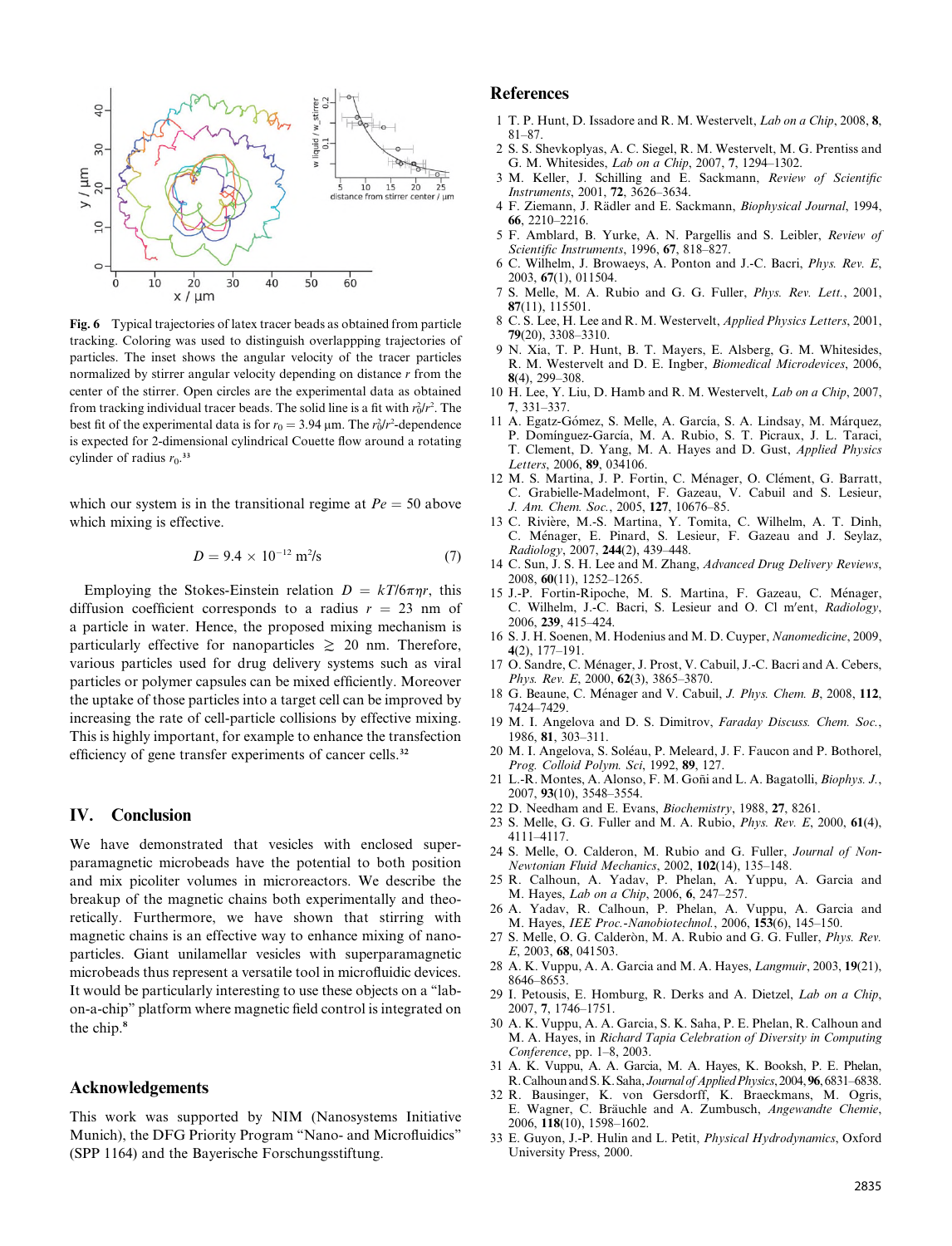y / µm
40
30
20
10
0
0 10 20 30 40 50 60
x / µm

w liquid / w_stirrer
0.2
0.1
5 10 15 20 25
distance from stirrer center / µm

**Fig. 6** Typical trajectories of latex tracer beads as obtained from particle tracking. Coloring was used to distinguish overlappping trajectories of particles. The inset shows the angular velocity of the tracer particles normalized by stirrer angular velocity depending on distance $r$ from the center of the stirrer. Open circles are the experimental data as obtained from tracking individual tracer beads. The solid line is a fit with $r_0^2/r^2$. The best fit of the experimental data is for $r_0 = 3.94$ µm. The $r_0^2/r^2$-dependence is expected for 2-dimensional cylindrical Couette flow around a rotating cylinder of radius $r_0$.[33]

which our system is in the transitional regime at $Pe = 50$ above which mixing is effective.

$$D = 9.4 \times 10^{-12}\ \mathrm{m^2/s} \tag{7}$$

Employing the Stokes-Einstein relation $D = kT/6\pi\eta r$, this diffusion coefficient corresponds to a radius $r = 23$ nm of a particle in water. Hence, the proposed mixing mechanism is particularly effective for nanoparticles $\gtrsim 20$ nm. Therefore, various particles used for drug delivery systems such as viral particles or polymer capsules can be mixed efficiently. Moreover the uptake of those particles into a target cell can be improved by increasing the rate of cell-particle collisions by effective mixing. This is highly important, for example to enhance the transfection efficiency of gene transfer experiments of cancer cells.[32]

## IV. Conclusion

We have demonstrated that vesicles with enclosed superparamagnetic microbeads have the potential to both position and mix picoliter volumes in microreactors. We describe the breakup of the magnetic chains both experimentally and theoretically. Furthermore, we have shown that stirring with magnetic chains is an effective way to enhance mixing of nanoparticles. Giant unilamellar vesicles with superparamagnetic microbeads thus represent a versatile tool in microfluidic devices. It would be particularly interesting to use these objects on a "lab-on-a-chip" platform where magnetic field control is integrated on the chip.[8]

## Acknowledgements

This work was supported by NIM (Nanosystems Initiative Munich), the DFG Priority Program "Nano- and Microfluidics" (SPP 1164) and the Bayerische Forschungsstiftung.

## References

1 T. P. Hunt, D. Issadore and R. M. Westervelt, *Lab on a Chip*, 2008, **8**, 81–87.
2 S. S. Shevkoplyas, A. C. Siegel, R. M. Westervelt, M. G. Prentiss and G. M. Whitesides, *Lab on a Chip*, 2007, **7**, 1294–1302.
3 M. Keller, J. Schilling and E. Sackmann, *Review of Scientific Instruments*, 2001, **72**, 3626–3634.
4 F. Ziemann, J. Rädler and E. Sackmann, *Biophysical Journal*, 1994, **66**, 2210–2216.
5 F. Amblard, B. Yurke, A. N. Pargellis and S. Leibler, *Review of Scientific Instruments*, 1996, **67**, 818–827.
6 C. Wilhelm, J. Browaeys, A. Ponton and J.-C. Bacri, *Phys. Rev. E*, 2003, **67**(1), 011504.
7 S. Melle, M. A. Rubio and G. G. Fuller, *Phys. Rev. Lett.*, 2001, **87**(11), 115501.
8 C. S. Lee, H. Lee and R. M. Westervelt, *Applied Physics Letters*, 2001, **79**(20), 3308–3310.
9 N. Xia, T. P. Hunt, B. T. Mayers, E. Alsberg, G. M. Whitesides, R. M. Westervelt and D. E. Ingber, *Biomedical Microdevices*, 2006, **8**(4), 299–308.
10 H. Lee, Y. Liu, D. Hamb and R. M. Westervelt, *Lab on a Chip*, 2007, **7**, 331–337.
11 A. Egatz-Gómez, S. Melle, A. García, S. A. Lindsay, M. Márquez, P. Domínguez-García, M. A. Rubio, S. T. Picraux, J. L. Taraci, T. Clement, D. Yang, M. A. Hayes and D. Gust, *Applied Physics Letters*, 2006, **89**, 034106.
12 M. S. Martina, J. P. Fortin, C. Ménager, O. Clément, G. Barratt, C. Grabielle-Madelmont, F. Gazeau, V. Cabuil and S. Lesieur, *J. Am. Chem. Soc.*, 2005, **127**, 10676–85.
13 C. Rivière, M.-S. Martina, Y. Tomita, C. Wilhelm, A. T. Dinh, C. Ménager, E. Pinard, S. Lesieur, F. Gazeau and J. Seylaz, *Radiology*, 2007, **244**(2), 439–448.
14 C. Sun, J. S. H. Lee and M. Zhang, *Advanced Drug Delivery Reviews*, 2008, **60**(11), 1252–1265.
15 J.-P. Fortin-Ripoche, M. S. Martina, F. Gazeau, C. Ménager, C. Wilhelm, J.-C. Bacri, S. Lesieur and O. Cl m'ent, *Radiology*, 2006, **239**, 415–424.
16 S. J. H. Soenen, M. Hodenius and M. D. Cuyper, *Nanomedicine*, 2009, **4**(2), 177–191.
17 O. Sandre, C. Ménager, J. Prost, V. Cabuil, J.-C. Bacri and A. Cebers, *Phys. Rev. E*, 2000, **62**(3), 3865–3870.
18 G. Beaune, C. Ménager and V. Cabuil, *J. Phys. Chem. B*, 2008, **112**, 7424–7429.
19 M. I. Angelova and D. S. Dimitrov, *Faraday Discuss. Chem. Soc.*, 1986, **81**, 303–311.
20 M. I. Angelova, S. Soléau, P. Meleard, J. F. Faucon and P. Bothorel, *Prog. Colloid Polym. Sci*, 1992, **89**, 127.
21 L.-R. Montes, A. Alonso, F. M. Goñi and L. A. Bagatolli, *Biophys. J.*, 2007, **93**(10), 3548–3554.
22 D. Needham and E. Evans, *Biochemistry*, 1988, **27**, 8261.
23 S. Melle, G. G. Fuller and M. A. Rubio, *Phys. Rev. E*, 2000, **61**(4), 4111–4117.
24 S. Melle, O. Calderon, M. Rubio and G. Fuller, *Journal of Non-Newtonian Fluid Mechanics*, 2002, **102**(14), 135–148.
25 R. Calhoun, A. Yadav, P. Phelan, A. Vuppu, A. Garcia and M. Hayes, *Lab on a Chip*, 2006, **6**, 247–257.
26 A. Yadav, R. Calhoun, P. Phelan, A. Vuppu, A. Garcia and M. Hayes, *IEE Proc.-Nanobiotechnol.*, 2006, **153**(6), 145–150.
27 S. Melle, O. G. Calderòn, M. A. Rubio and G. G. Fuller, *Phys. Rev. E*, 2003, **68**, 041503.
28 A. K. Vuppu, A. A. Garcia and M. A. Hayes, *Langmuir*, 2003, **19**(21), 8646–8653.
29 I. Petousis, E. Homburg, R. Derks and A. Dietzel, *Lab on a Chip*, 2007, **7**, 1746–1751.
30 A. K. Vuppu, A. A. Garcia, S. K. Saha, P. E. Phelan, R. Calhoun and M. A. Hayes, in *Richard Tapia Celebration of Diversity in Computing Conference*, pp. 1–8, 2003.
31 A. K. Vuppu, A. A. Garcia, M. A. Hayes, K. Booksh, P. E. Phelan, R. Calhoun and S. K. Saha, *Journal of Applied Physics*, 2004, **96**, 6831–6838.
32 R. Bausinger, K. von Gersdorff, K. Braeckmans, M. Ogris, E. Wagner, C. Bräuchle and A. Zumbusch, *Angewandte Chemie*, 2006, **118**(10), 1598–1602.
33 E. Guyon, J.-P. Hulin and L. Petit, *Physical Hydrodynamics*, Oxford University Press, 2000.